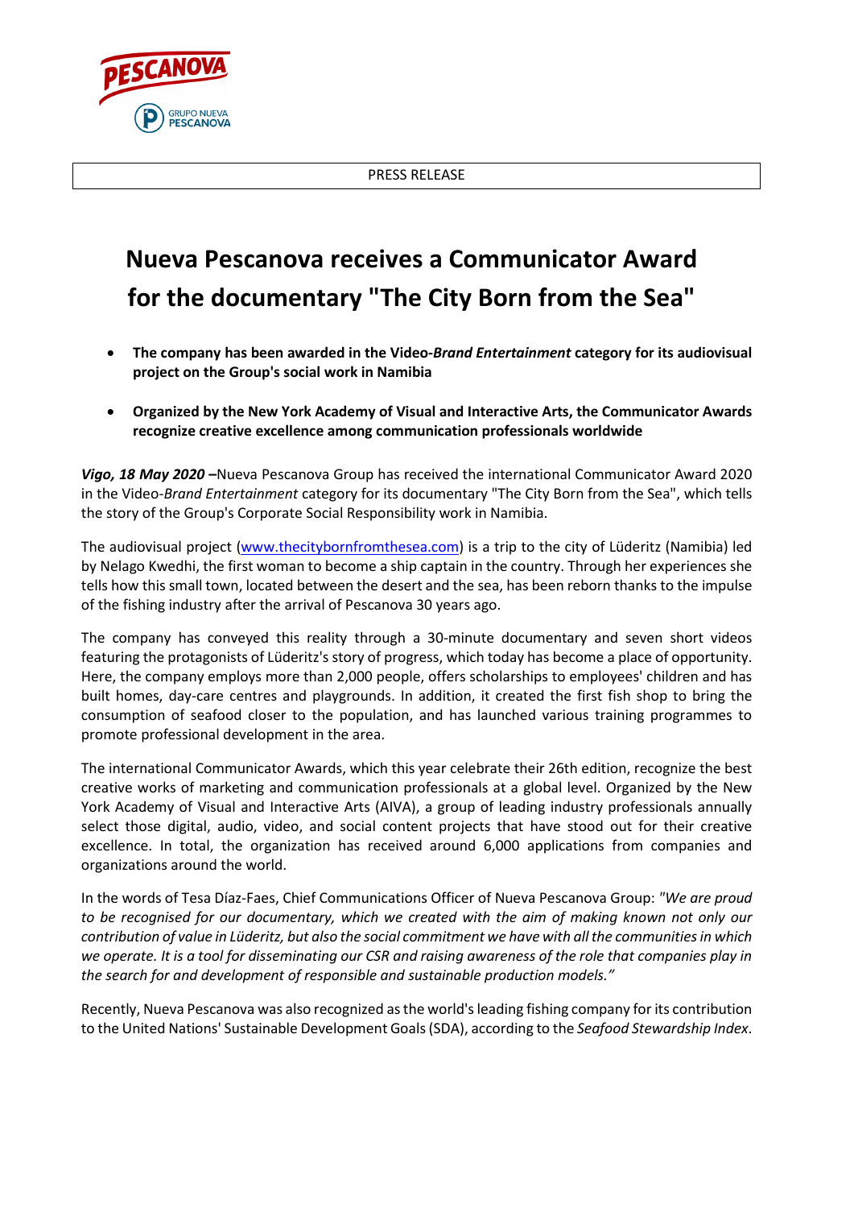PRESS RELEASE

# Nueva Pescanova receives a Communicator Award for the documentary "The City Born from the Sea"

- **The company has been awarded in the Video-*Brand Entertainment* category for its audiovisual project on the Group's social work in Namibia**
- **Organized by the New York Academy of Visual and Interactive Arts, the Communicator Awards recognize creative excellence among communication professionals worldwide**

***Vigo, 18 May 2020* –**Nueva Pescanova Group has received the international Communicator Award 2020 in the Video-*Brand Entertainment* category for its documentary "The City Born from the Sea", which tells the story of the Group's Corporate Social Responsibility work in Namibia.

The audiovisual project (www.thecitybornfromthesea.com) is a trip to the city of Lüderitz (Namibia) led by Nelago Kwedhi, the first woman to become a ship captain in the country. Through her experiences she tells how this small town, located between the desert and the sea, has been reborn thanks to the impulse of the fishing industry after the arrival of Pescanova 30 years ago.

The company has conveyed this reality through a 30-minute documentary and seven short videos featuring the protagonists of Lüderitz's story of progress, which today has become a place of opportunity. Here, the company employs more than 2,000 people, offers scholarships to employees' children and has built homes, day-care centres and playgrounds. In addition, it created the first fish shop to bring the consumption of seafood closer to the population, and has launched various training programmes to promote professional development in the area.

The international Communicator Awards, which this year celebrate their 26th edition, recognize the best creative works of marketing and communication professionals at a global level. Organized by the New York Academy of Visual and Interactive Arts (AIVA), a group of leading industry professionals annually select those digital, audio, video, and social content projects that have stood out for their creative excellence. In total, the organization has received around 6,000 applications from companies and organizations around the world.

In the words of Tesa Díaz-Faes, Chief Communications Officer of Nueva Pescanova Group: *"We are proud to be recognised for our documentary, which we created with the aim of making known not only our contribution of value in Lüderitz, but also the social commitment we have with all the communities in which we operate. It is a tool for disseminating our CSR and raising awareness of the role that companies play in the search for and development of responsible and sustainable production models."*

Recently, Nueva Pescanova was also recognized as the world's leading fishing company for its contribution to the United Nations' Sustainable Development Goals (SDA), according to the *Seafood Stewardship Index*.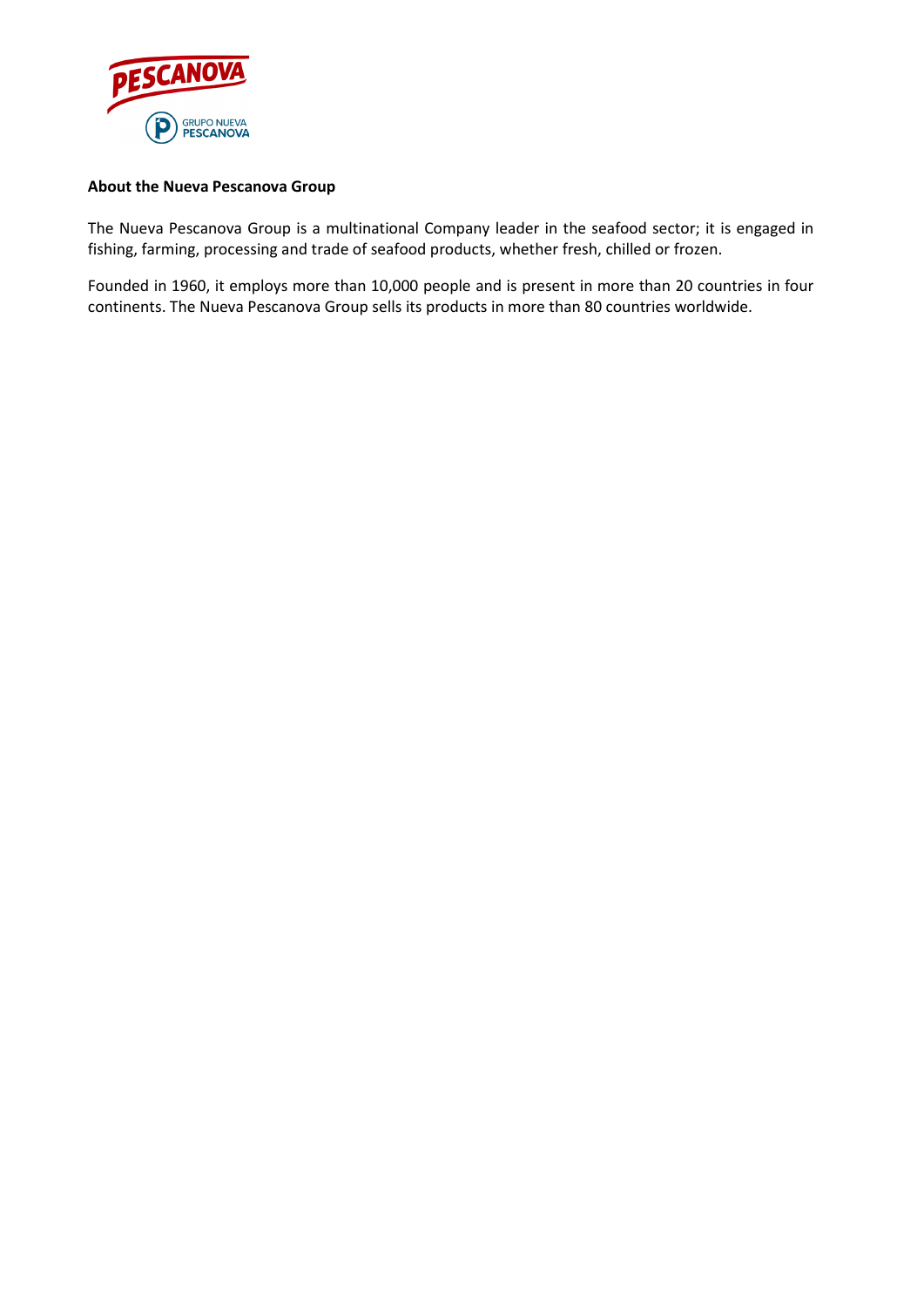**About the Nueva Pescanova Group**

The Nueva Pescanova Group is a multinational Company leader in the seafood sector; it is engaged in fishing, farming, processing and trade of seafood products, whether fresh, chilled or frozen.

Founded in 1960, it employs more than 10,000 people and is present in more than 20 countries in four continents. The Nueva Pescanova Group sells its products in more than 80 countries worldwide.